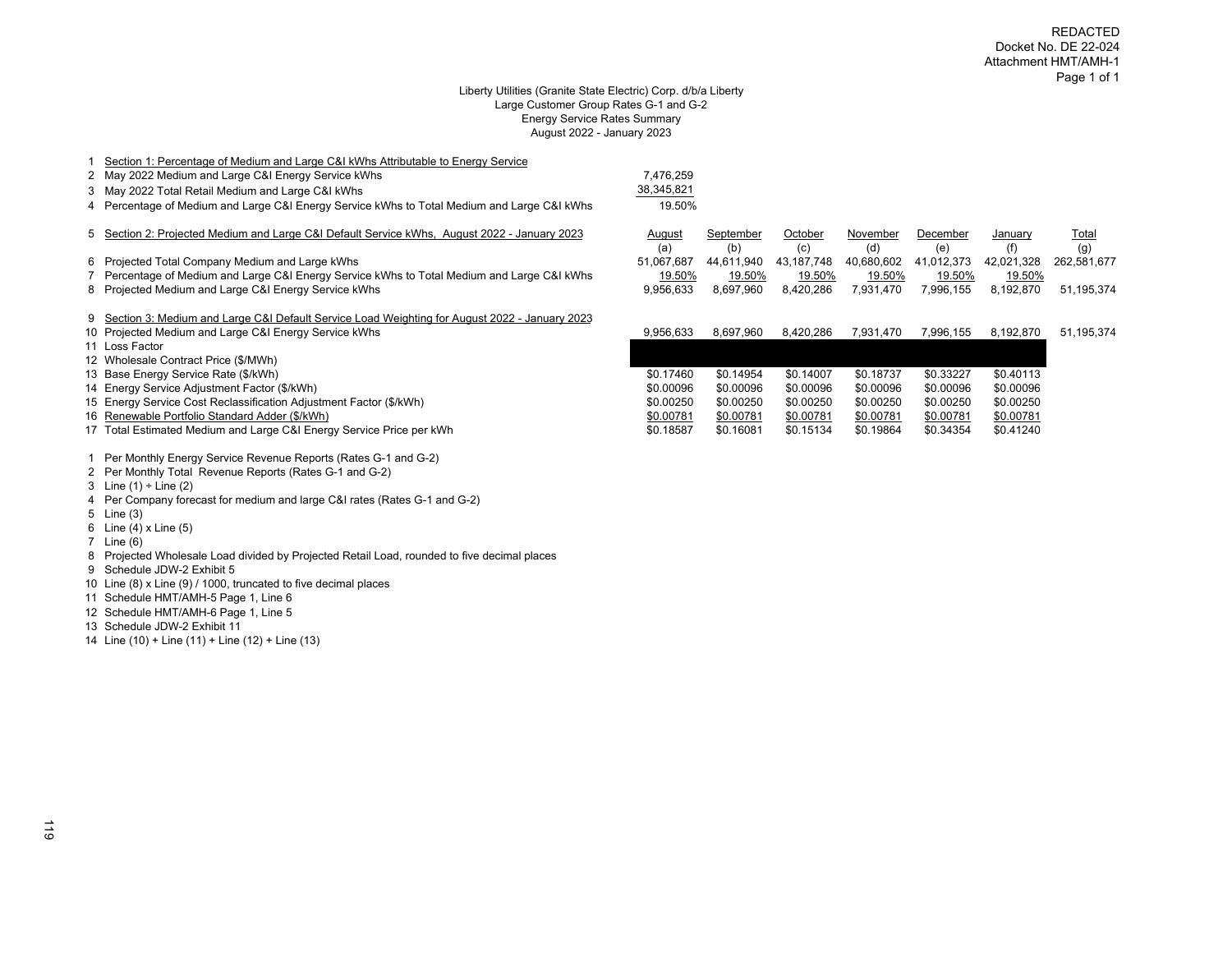REDACTED
Docket No. DE 22-024
Attachment HMT/AMH-1

Liberty Utilities (Granite State Electric) Corp. d/b/a Liberty
Large Customer Group Rates G-1 and G-2
Energy Service Rates Summary
August 2022 - January 2023

| | | | | | | | | |
|---|---|---|---|---|---|---|---|---|
| 1 | Section 1: Percentage of Medium and Large C&I kWhs Attributable to Energy Service | | | | | | | |
| 2 | May 2022 Medium and Large C&I Energy Service kWhs | 7,476,259 | | | | | | |
| 3 | May 2022 Total Retail Medium and Large C&I kWhs | 38,345,821 | | | | | | |
| 4 | Percentage of Medium and Large C&I Energy Service kWhs to Total Medium and Large C&I kWhs | 19.50% | | | | | | |
| 5 | Section 2: Projected Medium and Large C&I Default Service kWhs, August 2022 - January 2023 | August | September | October | November | December | January | Total |
| | | (a) | (b) | (c) | (d) | (e) | (f) | (g) |
| 6 | Projected Total Company Medium and Large kWhs | 51,067,687 | 44,611,940 | 43,187,748 | 40,680,602 | 41,012,373 | 42,021,328 | 262,581,677 |
| 7 | Percentage of Medium and Large C&I Energy Service kWhs to Total Medium and Large C&I kWhs | 19.50% | 19.50% | 19.50% | 19.50% | 19.50% | 19.50% | |
| 8 | Projected Medium and Large C&I Energy Service kWhs | 9,956,633 | 8,697,960 | 8,420,286 | 7,931,470 | 7,996,155 | 8,192,870 | 51,195,374 |
| 9 | Section 3: Medium and Large C&I Default Service Load Weighting for August 2022 - January 2023 | | | | | | | |
| 10 | Projected Medium and Large C&I Energy Service kWhs | 9,956,633 | 8,697,960 | 8,420,286 | 7,931,470 | 7,996,155 | 8,192,870 | 51,195,374 |
| 11 | Loss Factor | REDACTED | REDACTED | REDACTED | REDACTED | REDACTED | REDACTED | |
| 12 | Wholesale Contract Price ($/MWh) | REDACTED | REDACTED | REDACTED | REDACTED | REDACTED | REDACTED | |
| 13 | Base Energy Service Rate ($/kWh) | $0.17460 | $0.14954 | $0.14007 | $0.18737 | $0.33227 | $0.40113 | |
| 14 | Energy Service Adjustment Factor ($/kWh) | $0.00096 | $0.00096 | $0.00096 | $0.00096 | $0.00096 | $0.00096 | |
| 15 | Energy Service Cost Reclassification Adjustment Factor ($/kWh) | $0.00250 | $0.00250 | $0.00250 | $0.00250 | $0.00250 | $0.00250 | |
| 16 | Renewable Portfolio Standard Adder ($/kWh) | $0.00781 | $0.00781 | $0.00781 | $0.00781 | $0.00781 | $0.00781 | |
| 17 | Total Estimated Medium and Large C&I Energy Service Price per kWh | $0.18587 | $0.16081 | $0.15134 | $0.19864 | $0.34354 | $0.41240 | |

1 Per Monthly Energy Service Revenue Reports (Rates G-1 and G-2)
2 Per Monthly Total Revenue Reports (Rates G-1 and G-2)
3 Line (1) ÷ Line (2)
4 Per Company forecast for medium and large C&I rates (Rates G-1 and G-2)
5 Line (3)
6 Line (4) x Line (5)
7 Line (6)
8 Projected Wholesale Load divided by Projected Retail Load, rounded to five decimal places
9 Schedule JDW-2 Exhibit 5
10 Line (8) x Line (9) / 1000, truncated to five decimal places
11 Schedule HMT/AMH-5 Page 1, Line 6
12 Schedule HMT/AMH-6 Page 1, Line 5
13 Schedule JDW-2 Exhibit 11
14 Line (10) + Line (11) + Line (12) + Line (13)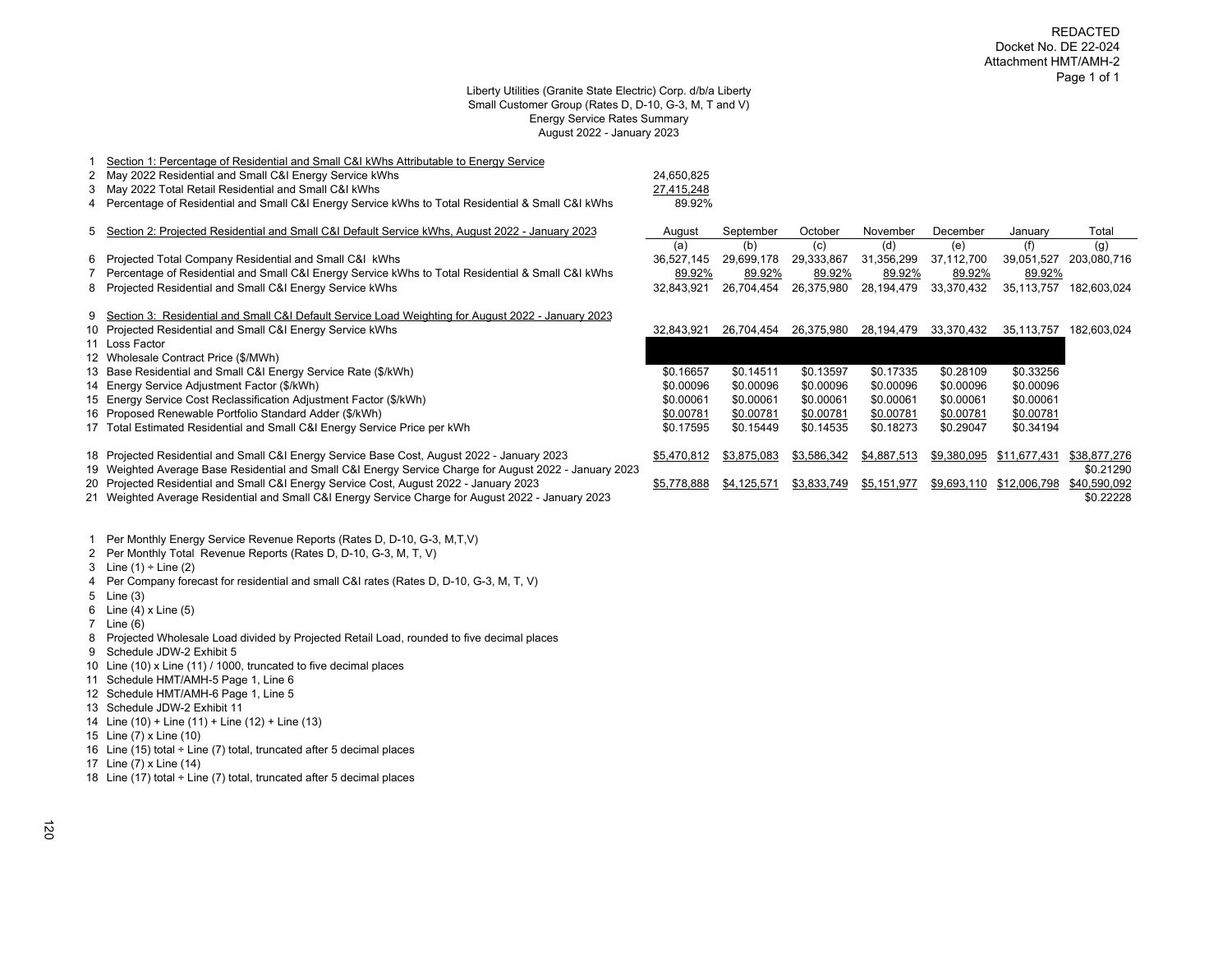REDACTED
Docket No. DE 22-024
Attachment HMT/AMH-2
Page 1 of 1

Liberty Utilities (Granite State Electric) Corp. d/b/a Liberty
Small Customer Group (Rates D, D-10, G-3, M, T and V)
Energy Service Rates Summary
August 2022 - January 2023

| | | August | September | October | November | December | January | Total |
|---|---|---|---|---|---|---|---|---|
| 1 | Section 1: Percentage of Residential and Small C&I kWhs Attributable to Energy Service | | | | | | | |
| 2 | May 2022 Residential and Small C&I Energy Service kWhs | 24,650,825 | | | | | | |
| 3 | May 2022 Total Retail Residential and Small C&I kWhs | 27,415,248 | | | | | | |
| 4 | Percentage of Residential and Small C&I Energy Service kWhs to Total Residential & Small C&I kWhs | 89.92% | | | | | | |
| 5 | Section 2: Projected Residential and Small C&I Default Service kWhs, August 2022 - January 2023 | (a) | (b) | (c) | (d) | (e) | (f) | (g) |
| 6 | Projected Total Company Residential and Small C&I kWhs | 36,527,145 | 29,699,178 | 29,333,867 | 31,356,299 | 37,112,700 | 39,051,527 | 203,080,716 |
| 7 | Percentage of Residential and Small C&I Energy Service kWhs to Total Residential & Small C&I kWhs | 89.92% | 89.92% | 89.92% | 89.92% | 89.92% | 89.92% | |
| 8 | Projected Residential and Small C&I Energy Service kWhs | 32,843,921 | 26,704,454 | 26,375,980 | 28,194,479 | 33,370,432 | 35,113,757 | 182,603,024 |
| 9 | Section 3: Residential and Small C&I Default Service Load Weighting for August 2022 - January 2023 | | | | | | | |
| 10 | Projected Residential and Small C&I Energy Service kWhs | 32,843,921 | 26,704,454 | 26,375,980 | 28,194,479 | 33,370,432 | 35,113,757 | 182,603,024 |
| 11 | Loss Factor | REDACTED | REDACTED | REDACTED | REDACTED | REDACTED | REDACTED | |
| 12 | Wholesale Contract Price ($/MWh) | REDACTED | REDACTED | REDACTED | REDACTED | REDACTED | REDACTED | |
| 13 | Base Residential and Small C&I Energy Service Rate ($/kWh) | $0.16657 | $0.14511 | $0.13597 | $0.17335 | $0.28109 | $0.33256 | |
| 14 | Energy Service Adjustment Factor ($/kWh) | $0.00096 | $0.00096 | $0.00096 | $0.00096 | $0.00096 | $0.00096 | |
| 15 | Energy Service Cost Reclassification Adjustment Factor ($/kWh) | $0.00061 | $0.00061 | $0.00061 | $0.00061 | $0.00061 | $0.00061 | |
| 16 | Proposed Renewable Portfolio Standard Adder ($/kWh) | $0.00781 | $0.00781 | $0.00781 | $0.00781 | $0.00781 | $0.00781 | |
| 17 | Total Estimated Residential and Small C&I Energy Service Price per kWh | $0.17595 | $0.15449 | $0.14535 | $0.18273 | $0.29047 | $0.34194 | |
| 18 | Projected Residential and Small C&I Energy Service Base Cost, August 2022 - January 2023 | $5,470,812 | $3,875,083 | $3,586,342 | $4,887,513 | $9,380,095 | $11,677,431 | $38,877,276 |
| 19 | Weighted Average Base Residential and Small C&I Energy Service Charge for August 2022 - January 2023 | | | | | | | $0.21290 |
| 20 | Projected Residential and Small C&I Energy Service Cost, August 2022 - January 2023 | $5,778,888 | $4,125,571 | $3,833,749 | $5,151,977 | $9,693,110 | $12,006,798 | $40,590,092 |
| 21 | Weighted Average Residential and Small C&I Energy Service Charge for August 2022 - January 2023 | | | | | | | $0.22228 |

1 Per Monthly Energy Service Revenue Reports (Rates D, D-10, G-3, M,T,V)
2 Per Monthly Total Revenue Reports (Rates D, D-10, G-3, M, T, V)
3 Line (1) ÷ Line (2)
4 Per Company forecast for residential and small C&I rates (Rates D, D-10, G-3, M, T, V)
5 Line (3)
6 Line (4) x Line (5)
7 Line (6)
8 Projected Wholesale Load divided by Projected Retail Load, rounded to five decimal places
9 Schedule JDW-2 Exhibit 5
10 Line (10) x Line (11) / 1000, truncated to five decimal places
11 Schedule HMT/AMH-5 Page 1, Line 6
12 Schedule HMT/AMH-6 Page 1, Line 5
13 Schedule JDW-2 Exhibit 11
14 Line (10) + Line (11) + Line (12) + Line (13)
15 Line (7) x Line (10)
16 Line (15) total ÷ Line (7) total, truncated after 5 decimal places
17 Line (7) x Line (14)
18 Line (17) total ÷ Line (7) total, truncated after 5 decimal places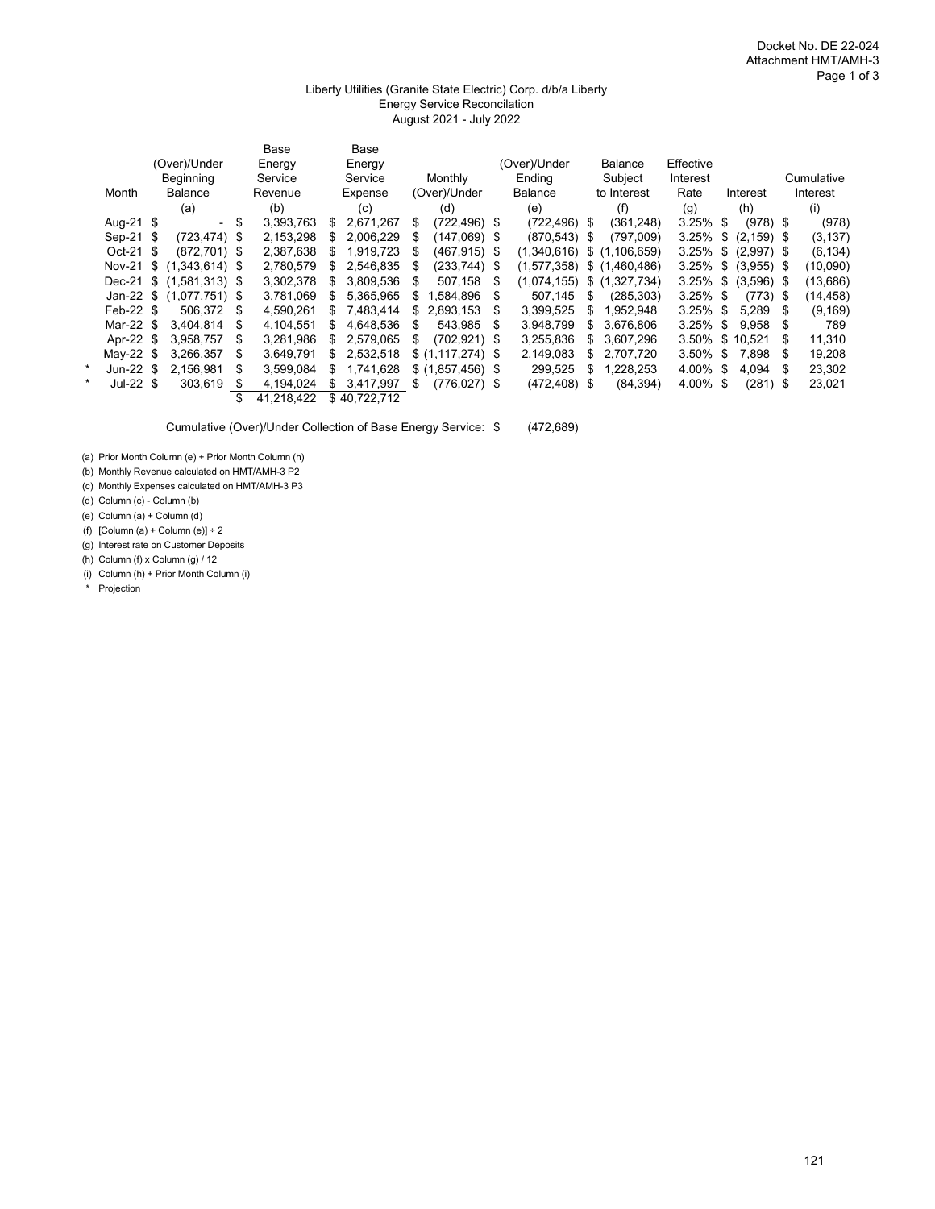Docket No. DE 22-024
Attachment HMT/AMH-3
Page 1 of 3

## Liberty Utilities (Granite State Electric) Corp. d/b/a Liberty
## Energy Service Reconcilation
## August 2021 - July 2022

| | Month | (Over)/Under Beginning Balance | Base Energy Service Revenue | Base Energy Service Expense | Monthly (Over)/Under | (Over)/Under Ending Balance | Balance Subject to Interest | Effective Interest Rate | Interest | Cumulative Interest |
|---|---|---|---|---|---|---|---|---|---|---|
| | | (a) | (b) | (c) | (d) | (e) | (f) | (g) | (h) | (i) |
| | Aug-21 | $ - | $ 3,393,763 | $ 2,671,267 | $ (722,496) | $ (722,496) | $ (361,248) | 3.25% | $ (978) | $ (978) |
| | Sep-21 | $ (723,474) | $ 2,153,298 | $ 2,006,229 | $ (147,069) | $ (870,543) | $ (797,009) | 3.25% | $ (2,159) | $ (3,137) |
| | Oct-21 | $ (872,701) | $ 2,387,638 | $ 1,919,723 | $ (467,915) | $ (1,340,616) | $ (1,106,659) | 3.25% | $ (2,997) | $ (6,134) |
| | Nov-21 | $ (1,343,614) | $ 2,780,579 | $ 2,546,835 | $ (233,744) | $ (1,577,358) | $ (1,460,486) | 3.25% | $ (3,955) | $ (10,090) |
| | Dec-21 | $ (1,581,313) | $ 3,302,378 | $ 3,809,536 | $ 507,158 | $ (1,074,155) | $ (1,327,734) | 3.25% | $ (3,596) | $ (13,686) |
| | Jan-22 | $ (1,077,751) | $ 3,781,069 | $ 5,365,965 | $ 1,584,896 | $ 507,145 | $ (285,303) | 3.25% | $ (773) | $ (14,458) |
| | Feb-22 | $ 506,372 | $ 4,590,261 | $ 7,483,414 | $ 2,893,153 | $ 3,399,525 | $ 1,952,948 | 3.25% | $ 5,289 | $ (9,169) |
| | Mar-22 | $ 3,404,814 | $ 4,104,551 | $ 4,648,536 | $ 543,985 | $ 3,948,799 | $ 3,676,806 | 3.25% | $ 9,958 | $ 789 |
| | Apr-22 | $ 3,958,757 | $ 3,281,986 | $ 2,579,065 | $ (702,921) | $ 3,255,836 | $ 3,607,296 | 3.50% | $ 10,521 | $ 11,310 |
| | May-22 | $ 3,266,357 | $ 3,649,791 | $ 2,532,518 | $ (1,117,274) | $ 2,149,083 | $ 2,707,720 | 3.50% | $ 7,898 | $ 19,208 |
| * | Jun-22 | $ 2,156,981 | $ 3,599,084 | $ 1,741,628 | $ (1,857,456) | $ 299,525 | $ 1,228,253 | 4.00% | $ 4,094 | $ 23,302 |
| * | Jul-22 | $ 303,619 | $ 4,194,024 | $ 3,417,997 | $ (776,027) | $ (472,408) | $ (84,394) | 4.00% | $ (281) | $ 23,021 |
| | | | $ 41,218,422 | $ 40,722,712 | | | | | | |

Cumulative (Over)/Under Collection of Base Energy Service: $ (472,689)

(a) Prior Month Column (e) + Prior Month Column (h)
(b) Monthly Revenue calculated on HMT/AMH-3 P2
(c) Monthly Expenses calculated on HMT/AMH-3 P3
(d) Column (c) - Column (b)
(e) Column (a) + Column (d)
(f) [Column (a) + Column (e)] ÷ 2
(g) Interest rate on Customer Deposits
(h) Column (f) x Column (g) / 12
(i) Column (h) + Prior Month Column (i)
\* Projection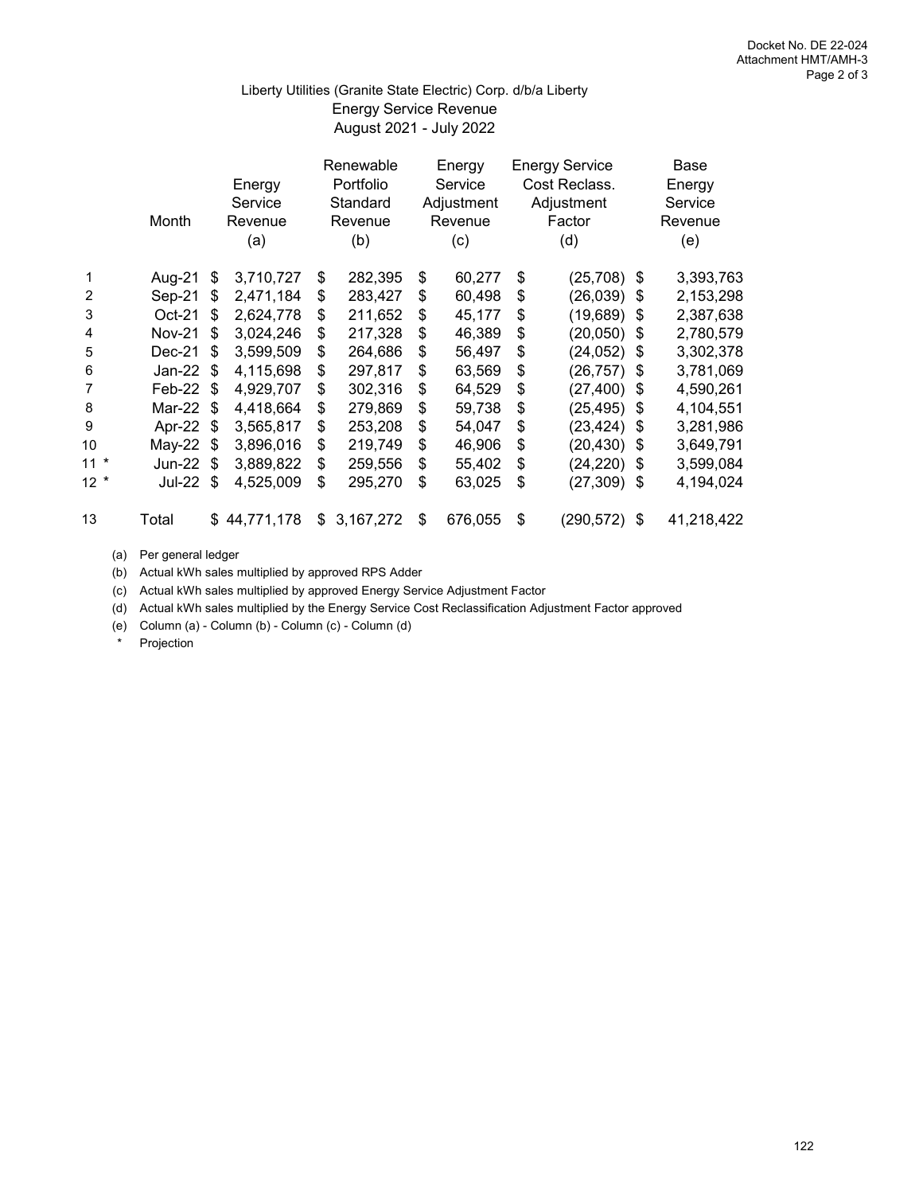Docket No. DE 22-024
Attachment HMT/AMH-3
Page 2 of 3

# Liberty Utilities (Granite State Electric) Corp. d/b/a Liberty
## Energy Service Revenue
### August 2021 - July 2022

| | Month | Energy Service Revenue (a) | Renewable Portfolio Standard Revenue (b) | Energy Service Adjustment Revenue (c) | Energy Service Cost Reclass. Adjustment Factor (d) | Base Energy Service Revenue (e) |
|---|---|---|---|---|---|---|
| 1 | Aug-21 | $ 3,710,727 | $ 282,395 | $ 60,277 | $ (25,708) | $ 3,393,763 |
| 2 | Sep-21 | $ 2,471,184 | $ 283,427 | $ 60,498 | $ (26,039) | $ 2,153,298 |
| 3 | Oct-21 | $ 2,624,778 | $ 211,652 | $ 45,177 | $ (19,689) | $ 2,387,638 |
| 4 | Nov-21 | $ 3,024,246 | $ 217,328 | $ 46,389 | $ (20,050) | $ 2,780,579 |
| 5 | Dec-21 | $ 3,599,509 | $ 264,686 | $ 56,497 | $ (24,052) | $ 3,302,378 |
| 6 | Jan-22 | $ 4,115,698 | $ 297,817 | $ 63,569 | $ (26,757) | $ 3,781,069 |
| 7 | Feb-22 | $ 4,929,707 | $ 302,316 | $ 64,529 | $ (27,400) | $ 4,590,261 |
| 8 | Mar-22 | $ 4,418,664 | $ 279,869 | $ 59,738 | $ (25,495) | $ 4,104,551 |
| 9 | Apr-22 | $ 3,565,817 | $ 253,208 | $ 54,047 | $ (23,424) | $ 3,281,986 |
| 10 | May-22 | $ 3,896,016 | $ 219,749 | $ 46,906 | $ (20,430) | $ 3,649,791 |
| 11 * | Jun-22 | $ 3,889,822 | $ 259,556 | $ 55,402 | $ (24,220) | $ 3,599,084 |
| 12 * | Jul-22 | $ 4,525,009 | $ 295,270 | $ 63,025 | $ (27,309) | $ 4,194,024 |
| 13 | Total | $ 44,771,178 | $ 3,167,272 | $ 676,055 | $ (290,572) | $ 41,218,422 |

(a) Per general ledger
(b) Actual kWh sales multiplied by approved RPS Adder
(c) Actual kWh sales multiplied by approved Energy Service Adjustment Factor
(d) Actual kWh sales multiplied by the Energy Service Cost Reclassification Adjustment Factor approved
(e) Column (a) - Column (b) - Column (c) - Column (d)
\* Projection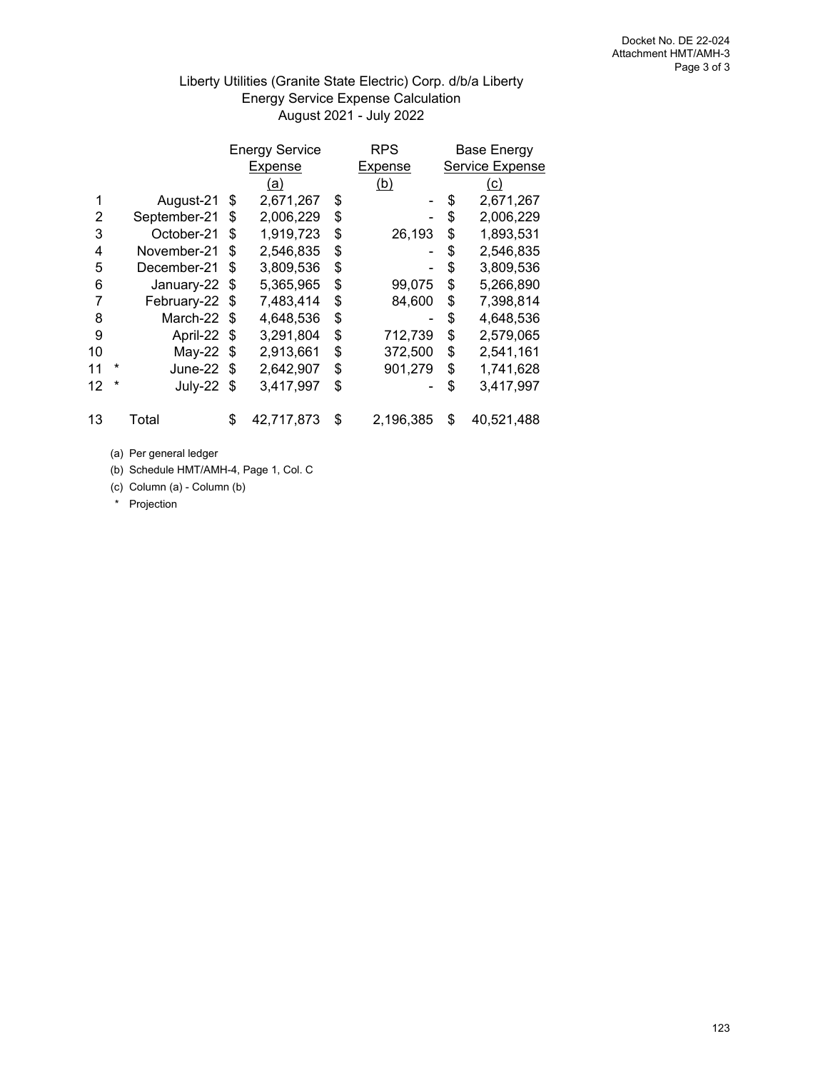Docket No. DE 22-024
Attachment HMT/AMH-3

## Liberty Utilities (Granite State Electric) Corp. d/b/a Liberty
## Energy Service Expense Calculation
## August 2021 - July 2022

| | | | Energy Service Expense (a) | RPS Expense (b) | Base Energy Service Expense (c) |
|---|---|---|---|---|---|
| 1 | | August-21 | $ 2,671,267 | $ - | $ 2,671,267 |
| 2 | | September-21 | $ 2,006,229 | $ - | $ 2,006,229 |
| 3 | | October-21 | $ 1,919,723 | $ 26,193 | $ 1,893,531 |
| 4 | | November-21 | $ 2,546,835 | $ - | $ 2,546,835 |
| 5 | | December-21 | $ 3,809,536 | $ - | $ 3,809,536 |
| 6 | | January-22 | $ 5,365,965 | $ 99,075 | $ 5,266,890 |
| 7 | | February-22 | $ 7,483,414 | $ 84,600 | $ 7,398,814 |
| 8 | | March-22 | $ 4,648,536 | $ - | $ 4,648,536 |
| 9 | | April-22 | $ 3,291,804 | $ 712,739 | $ 2,579,065 |
| 10 | | May-22 | $ 2,913,661 | $ 372,500 | $ 2,541,161 |
| 11 | * | June-22 | $ 2,642,907 | $ 901,279 | $ 1,741,628 |
| 12 | * | July-22 | $ 3,417,997 | $ - | $ 3,417,997 |
| 13 | | Total | $ 42,717,873 | $ 2,196,385 | $ 40,521,488 |

(a) Per general ledger
(b) Schedule HMT/AMH-4, Page 1, Col. C
(c) Column (a) - Column (b)
* Projection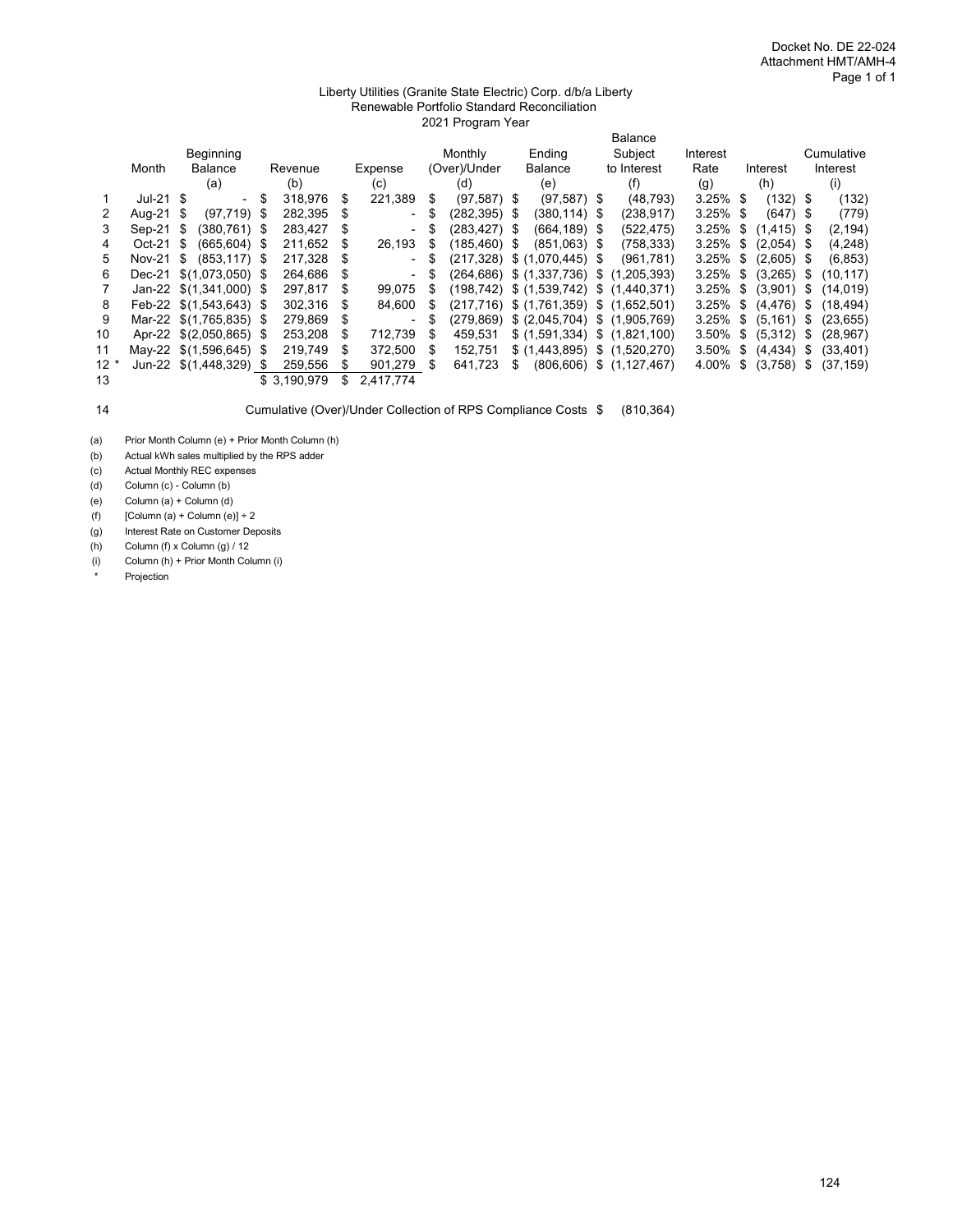Docket No. DE 22-024
Attachment HMT/AMH-4
Page 1 of 1

Liberty Utilities (Granite State Electric) Corp. d/b/a Liberty
Renewable Portfolio Standard Reconciliation
2021 Program Year

| | Month | Beginning Balance | Revenue | Expense | Monthly (Over)/Under | Ending Balance | Balance Subject to Interest | Interest Rate | Interest | Cumulative Interest |
|---|---|---|---|---|---|---|---|---|---|---|
| | | (a) | (b) | (c) | (d) | (e) | (f) | (g) | (h) | (i) |
| 1 | Jul-21 | $ - | $ 318,976 | $ 221,389 | $ (97,587) | $ (97,587) | $ (48,793) | 3.25% | $ (132) | $ (132) |
| 2 | Aug-21 | $ (97,719) | $ 282,395 | $ - | $ (282,395) | $ (380,114) | $ (238,917) | 3.25% | $ (647) | $ (779) |
| 3 | Sep-21 | $ (380,761) | $ 283,427 | $ - | $ (283,427) | $ (664,189) | $ (522,475) | 3.25% | $ (1,415) | $ (2,194) |
| 4 | Oct-21 | $ (665,604) | $ 211,652 | $ 26,193 | $ (185,460) | $ (851,063) | $ (758,333) | 3.25% | $ (2,054) | $ (4,248) |
| 5 | Nov-21 | $ (853,117) | $ 217,328 | $ - | $ (217,328) | $ (1,070,445) | $ (961,781) | 3.25% | $ (2,605) | $ (6,853) |
| 6 | Dec-21 | $ (1,073,050) | $ 264,686 | $ - | $ (264,686) | $ (1,337,736) | $ (1,205,393) | 3.25% | $ (3,265) | $ (10,117) |
| 7 | Jan-22 | $ (1,341,000) | $ 297,817 | $ 99,075 | $ (198,742) | $ (1,539,742) | $ (1,440,371) | 3.25% | $ (3,901) | $ (14,019) |
| 8 | Feb-22 | $ (1,543,643) | $ 302,316 | $ 84,600 | $ (217,716) | $ (1,761,359) | $ (1,652,501) | 3.25% | $ (4,476) | $ (18,494) |
| 9 | Mar-22 | $ (1,765,835) | $ 279,869 | $ - | $ (279,869) | $ (2,045,704) | $ (1,905,769) | 3.25% | $ (5,161) | $ (23,655) |
| 10 | Apr-22 | $ (2,050,865) | $ 253,208 | $ 712,739 | $ 459,531 | $ (1,591,334) | $ (1,821,100) | 3.50% | $ (5,312) | $ (28,967) |
| 11 | May-22 | $ (1,596,645) | $ 219,749 | $ 372,500 | $ 152,751 | $ (1,443,895) | $ (1,520,270) | 3.50% | $ (4,434) | $ (33,401) |
| 12 * | Jun-22 | $ (1,448,329) | $ 259,556 | $ 901,279 | $ 641,723 | $ (806,606) | $ (1,127,467) | 4.00% | $ (3,758) | $ (37,159) |
| 13 | | | $ 3,190,979 | $ 2,417,774 | | | | | | |

14 Cumulative (Over)/Under Collection of RPS Compliance Costs $ (810,364)

(a) Prior Month Column (e) + Prior Month Column (h)
(b) Actual kWh sales multiplied by the RPS adder
(c) Actual Monthly REC expenses
(d) Column (c) - Column (b)
(e) Column (a) + Column (d)
(f) [Column (a) + Column (e)] ÷ 2
(g) Interest Rate on Customer Deposits
(h) Column (f) x Column (g) / 12
(i) Column (h) + Prior Month Column (i)
\* Projection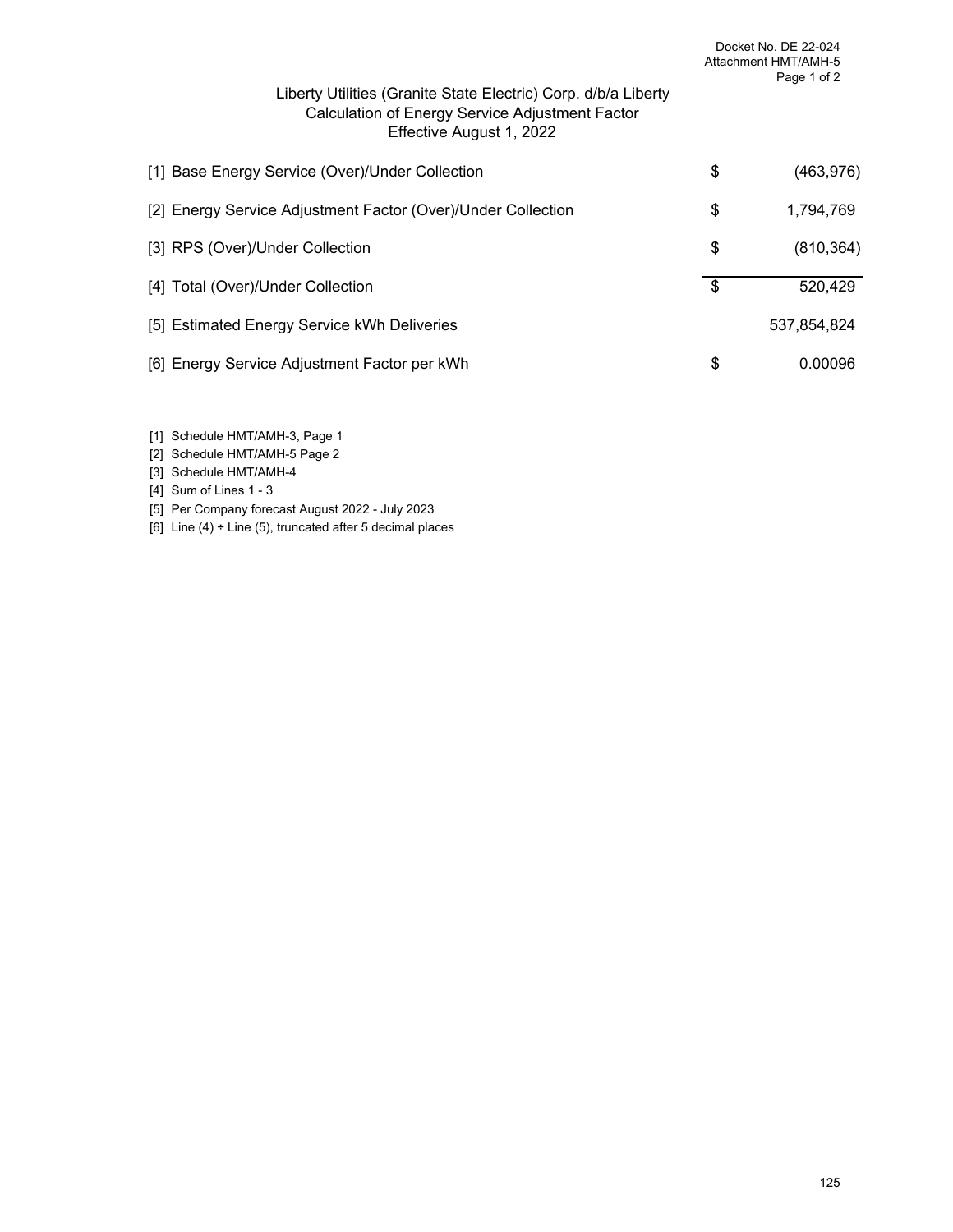Docket No. DE 22-024
Attachment HMT/AMH-5
Page 1 of 2

# Liberty Utilities (Granite State Electric) Corp. d/b/a Liberty
## Calculation of Energy Service Adjustment Factor
### Effective August 1, 2022

| | | |
|---|---|---|
| [1] Base Energy Service (Over)/Under Collection | $ | (463,976) |
| [2] Energy Service Adjustment Factor (Over)/Under Collection | $ | 1,794,769 |
| [3] RPS (Over)/Under Collection | $ | (810,364) |
| [4] Total (Over)/Under Collection | $ | 520,429 |
| [5] Estimated Energy Service kWh Deliveries | | 537,854,824 |
| [6] Energy Service Adjustment Factor per kWh | $ | 0.00096 |

[1] Schedule HMT/AMH-3, Page 1
[2] Schedule HMT/AMH-5 Page 2
[3] Schedule HMT/AMH-4
[4] Sum of Lines 1 - 3
[5] Per Company forecast August 2022 - July 2023
[6] Line (4) ÷ Line (5), truncated after 5 decimal places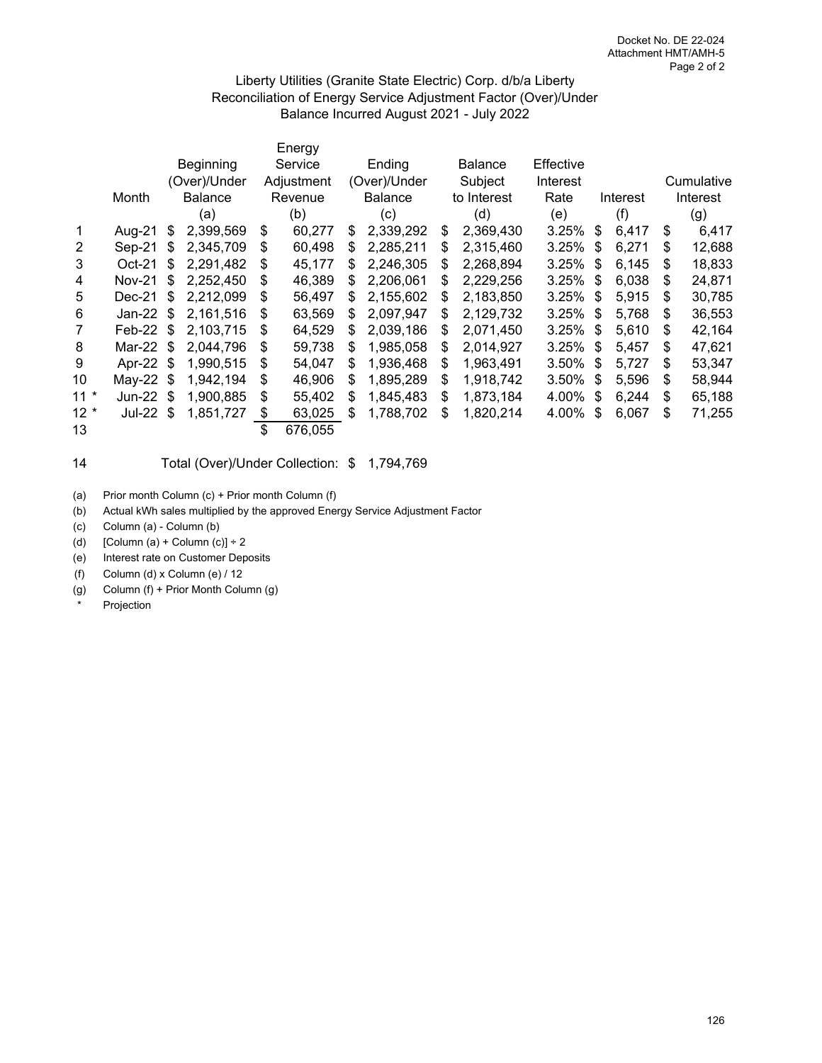Liberty Utilities (Granite State Electric) Corp. d/b/a Liberty
Reconciliation of Energy Service Adjustment Factor (Over)/Under
Balance Incurred August 2021 - July 2022

| | Month | Beginning (Over)/Under Balance | Energy Service Adjustment Revenue | Ending (Over)/Under Balance | Balance Subject to Interest | Effective Interest Rate | Interest | Cumulative Interest |
|---|---|---|---|---|---|---|---|---|
| | | (a) | (b) | (c) | (d) | (e) | (f) | (g) |
| 1 | Aug-21 | $ 2,399,569 | $ 60,277 | $ 2,339,292 | $ 2,369,430 | 3.25% | $ 6,417 | $ 6,417 |
| 2 | Sep-21 | $ 2,345,709 | $ 60,498 | $ 2,285,211 | $ 2,315,460 | 3.25% | $ 6,271 | $ 12,688 |
| 3 | Oct-21 | $ 2,291,482 | $ 45,177 | $ 2,246,305 | $ 2,268,894 | 3.25% | $ 6,145 | $ 18,833 |
| 4 | Nov-21 | $ 2,252,450 | $ 46,389 | $ 2,206,061 | $ 2,229,256 | 3.25% | $ 6,038 | $ 24,871 |
| 5 | Dec-21 | $ 2,212,099 | $ 56,497 | $ 2,155,602 | $ 2,183,850 | 3.25% | $ 5,915 | $ 30,785 |
| 6 | Jan-22 | $ 2,161,516 | $ 63,569 | $ 2,097,947 | $ 2,129,732 | 3.25% | $ 5,768 | $ 36,553 |
| 7 | Feb-22 | $ 2,103,715 | $ 64,529 | $ 2,039,186 | $ 2,071,450 | 3.25% | $ 5,610 | $ 42,164 |
| 8 | Mar-22 | $ 2,044,796 | $ 59,738 | $ 1,985,058 | $ 2,014,927 | 3.25% | $ 5,457 | $ 47,621 |
| 9 | Apr-22 | $ 1,990,515 | $ 54,047 | $ 1,936,468 | $ 1,963,491 | 3.50% | $ 5,727 | $ 53,347 |
| 10 | May-22 | $ 1,942,194 | $ 46,906 | $ 1,895,289 | $ 1,918,742 | 3.50% | $ 5,596 | $ 58,944 |
| 11 * | Jun-22 | $ 1,900,885 | $ 55,402 | $ 1,845,483 | $ 1,873,184 | 4.00% | $ 6,244 | $ 65,188 |
| 12 * | Jul-22 | $ 1,851,727 | $ 63,025 | $ 1,788,702 | $ 1,820,214 | 4.00% | $ 6,067 | $ 71,255 |
| 13 | | | $ 676,055 | | | | | |

14 Total (Over)/Under Collection: $ 1,794,769

(a) Prior month Column (c) + Prior month Column (f)
(b) Actual kWh sales multiplied by the approved Energy Service Adjustment Factor
(c) Column (a) - Column (b)
(d) [Column (a) + Column (c)] ÷ 2
(e) Interest rate on Customer Deposits
(f) Column (d) x Column (e) / 12
(g) Column (f) + Prior Month Column (g)
\* Projection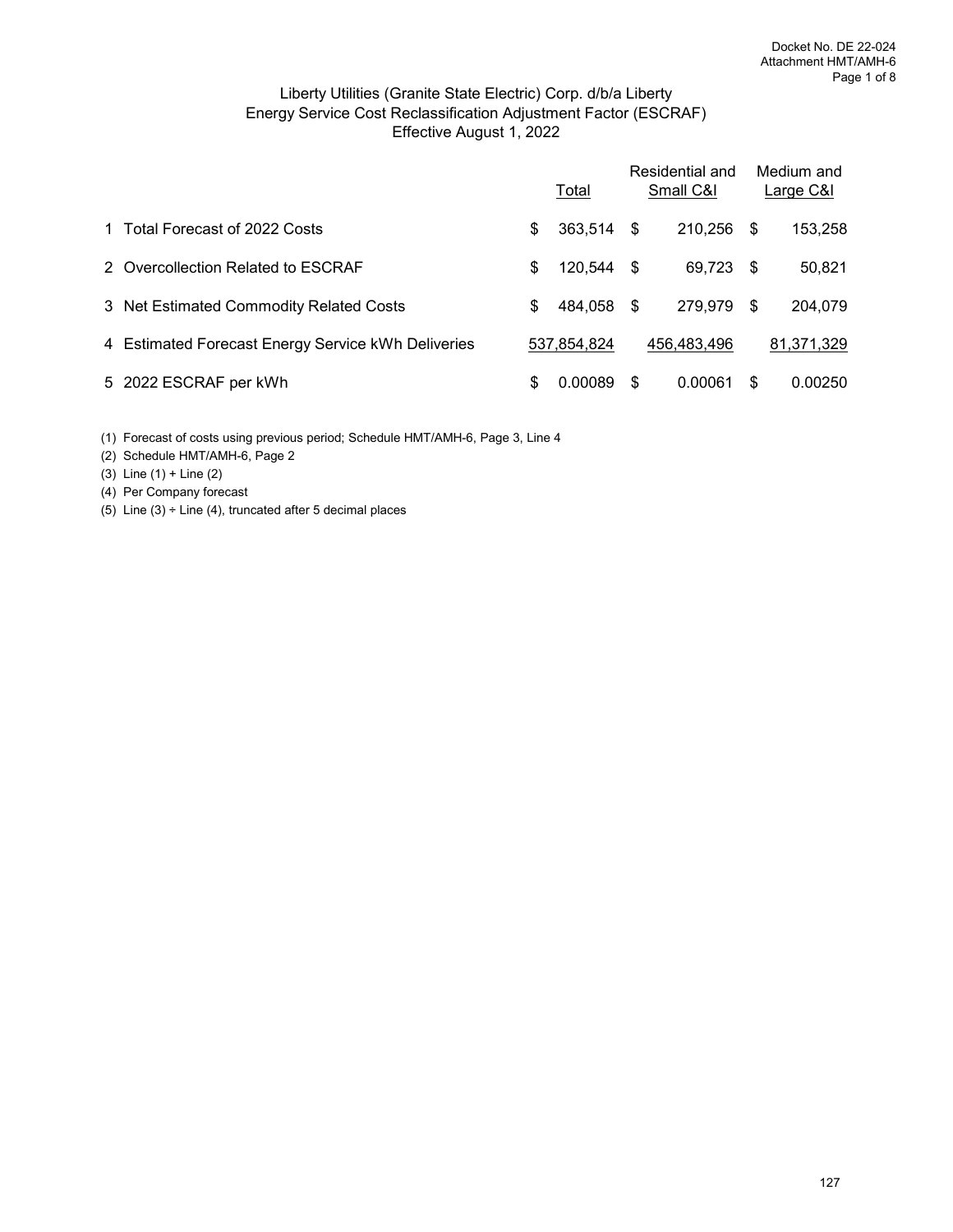Docket No. DE 22-024
Attachment HMT/AMH-6

Liberty Utilities (Granite State Electric) Corp. d/b/a Liberty
Energy Service Cost Reclassification Adjustment Factor (ESCRAF)
Effective August 1, 2022

| | | Total | Residential and Small C&I | Medium and Large C&I |
|---|---|---|---|---|
| 1 | Total Forecast of 2022 Costs | $ 363,514 | $ 210,256 | $ 153,258 |
| 2 | Overcollection Related to ESCRAF | $ 120,544 | $ 69,723 | $ 50,821 |
| 3 | Net Estimated Commodity Related Costs | $ 484,058 | $ 279,979 | $ 204,079 |
| 4 | Estimated Forecast Energy Service kWh Deliveries | 537,854,824 | 456,483,496 | 81,371,329 |
| 5 | 2022 ESCRAF per kWh | $ 0.00089 | $ 0.00061 | $ 0.00250 |

(1) Forecast of costs using previous period; Schedule HMT/AMH-6, Page 3, Line 4
(2) Schedule HMT/AMH-6, Page 2
(3) Line (1) + Line (2)
(4) Per Company forecast
(5) Line (3) ÷ Line (4), truncated after 5 decimal places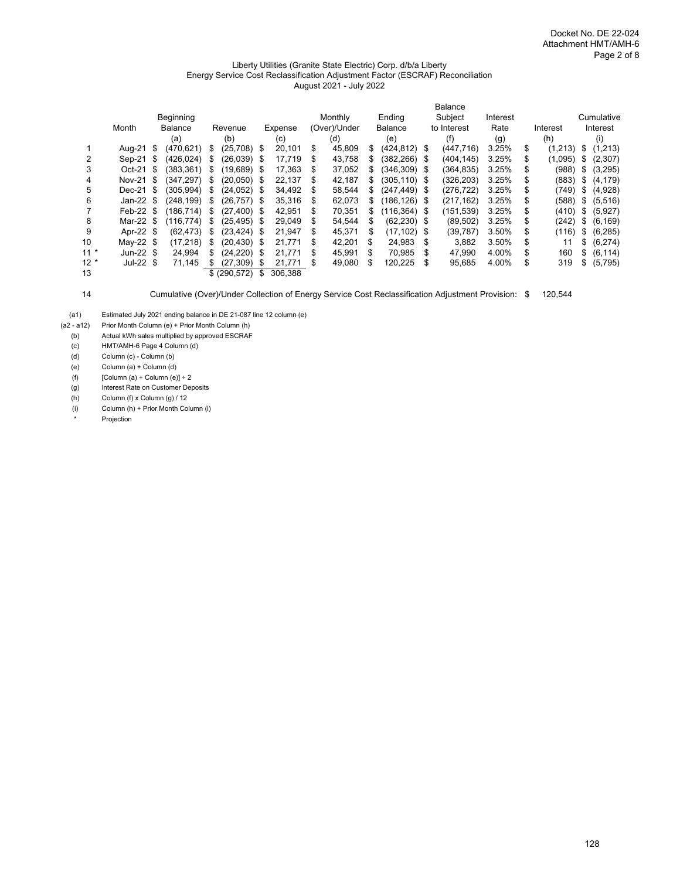Docket No. DE 22-024
Attachment HMT/AMH-6
Page 2 of 8

Liberty Utilities (Granite State Electric) Corp. d/b/a Liberty
Energy Service Cost Reclassification Adjustment Factor (ESCRAF) Reconciliation
August 2021 - July 2022

| | Month | Beginning Balance | Revenue | Expense | Monthly (Over)/Under | Ending Balance | Balance Subject to Interest | Interest Rate | Interest | Cumulative Interest |
|---|---|---|---|---|---|---|---|---|---|---|
| | | (a) | (b) | (c) | (d) | (e) | (f) | (g) | (h) | (i) |
| 1 | Aug-21 | $ (470,621) | $ (25,708) | $ 20,101 | $ 45,809 | $ (424,812) | $ (447,716) | 3.25% | $ (1,213) | $ (1,213) |
| 2 | Sep-21 | $ (426,024) | $ (26,039) | $ 17,719 | $ 43,758 | $ (382,266) | $ (404,145) | 3.25% | $ (1,095) | $ (2,307) |
| 3 | Oct-21 | $ (383,361) | $ (19,689) | $ 17,363 | $ 37,052 | $ (346,309) | $ (364,835) | 3.25% | $ (988) | $ (3,295) |
| 4 | Nov-21 | $ (347,297) | $ (20,050) | $ 22,137 | $ 42,187 | $ (305,110) | $ (326,203) | 3.25% | $ (883) | $ (4,179) |
| 5 | Dec-21 | $ (305,994) | $ (24,052) | $ 34,492 | $ 58,544 | $ (247,449) | $ (276,722) | 3.25% | $ (749) | $ (4,928) |
| 6 | Jan-22 | $ (248,199) | $ (26,757) | $ 35,316 | $ 62,073 | $ (186,126) | $ (217,162) | 3.25% | $ (588) | $ (5,516) |
| 7 | Feb-22 | $ (186,714) | $ (27,400) | $ 42,951 | $ 70,351 | $ (116,364) | $ (151,539) | 3.25% | $ (410) | $ (5,927) |
| 8 | Mar-22 | $ (116,774) | $ (25,495) | $ 29,049 | $ 54,544 | $ (62,230) | $ (89,502) | 3.25% | $ (242) | $ (6,169) |
| 9 | Apr-22 | $ (62,473) | $ (23,424) | $ 21,947 | $ 45,371 | $ (17,102) | $ (39,787) | 3.50% | $ (116) | $ (6,285) |
| 10 | May-22 | $ (17,218) | $ (20,430) | $ 21,771 | $ 42,201 | $ 24,983 | $ 3,882 | 3.50% | $ 11 | $ (6,274) |
| 11 * | Jun-22 | $ 24,994 | $ (24,220) | $ 21,771 | $ 45,991 | $ 70,985 | $ 47,990 | 4.00% | $ 160 | $ (6,114) |
| 12 * | Jul-22 | $ 71,145 | $ (27,309) | $ 21,771 | $ 49,080 | $ 120,225 | $ 95,685 | 4.00% | $ 319 | $ (5,795) |
| 13 | | | $ (290,572) | $ 306,388 | | | | | | |

14 Cumulative (Over)/Under Collection of Energy Service Cost Reclassification Adjustment Provision: $ 120,544

(a1) Estimated July 2021 ending balance in DE 21-087 line 12 column (e)
(a2 - a12) Prior Month Column (e) + Prior Month Column (h)
(b) Actual kWh sales multiplied by approved ESCRAF
(c) HMT/AMH-6 Page 4 Column (d)
(d) Column (c) - Column (b)
(e) Column (a) + Column (d)
(f) [Column (a) + Column (e)] ÷ 2
(g) Interest Rate on Customer Deposits
(h) Column (f) x Column (g) / 12
(i) Column (h) + Prior Month Column (i)
\* Projection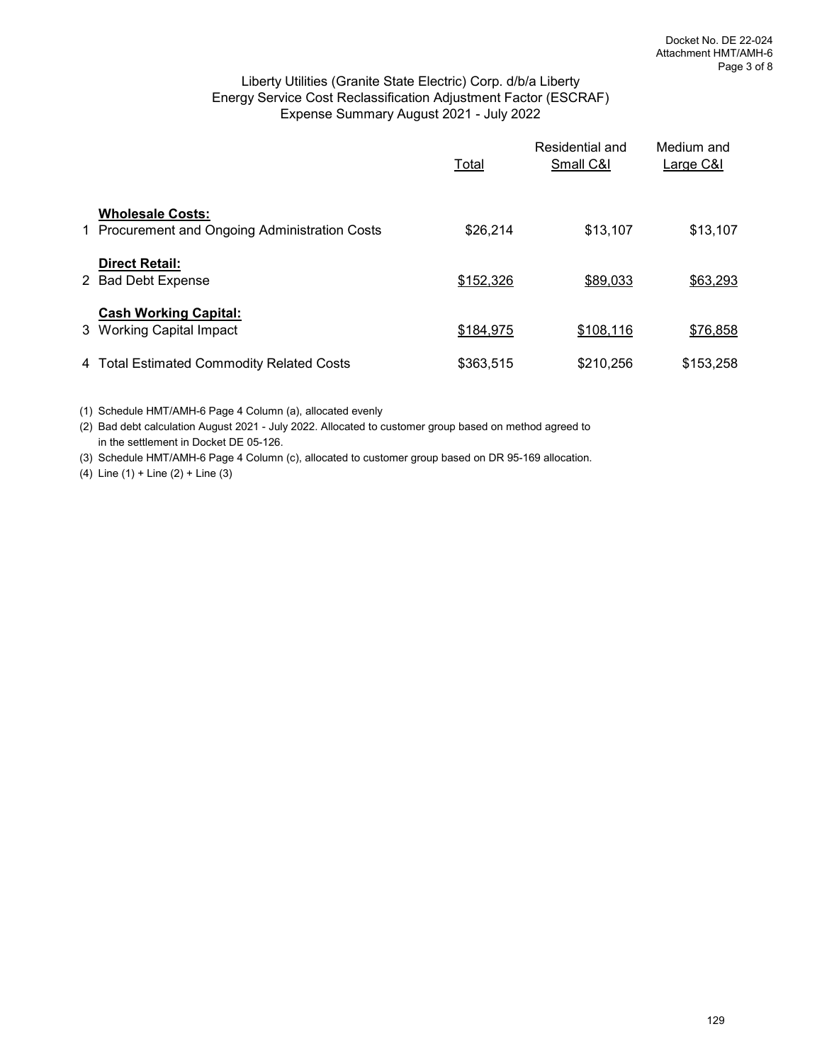Docket No. DE 22-024
Attachment HMT/AMH-6
Page 3 of 8

## Liberty Utilities (Granite State Electric) Corp. d/b/a Liberty
## Energy Service Cost Reclassification Adjustment Factor (ESCRAF)
## Expense Summary August 2021 - July 2022

| | | Total | Residential and Small C&I | Medium and Large C&I |
|---|---|---|---|---|
| | **Wholesale Costs:** | | | |
| 1 | Procurement and Ongoing Administration Costs | $26,214 | $13,107 | $13,107 |
| | **Direct Retail:** | | | |
| 2 | Bad Debt Expense | $152,326 | $89,033 | $63,293 |
| | **Cash Working Capital:** | | | |
| 3 | Working Capital Impact | $184,975 | $108,116 | $76,858 |
| 4 | Total Estimated Commodity Related Costs | $363,515 | $210,256 | $153,258 |

(1) Schedule HMT/AMH-6 Page 4 Column (a), allocated evenly

(2) Bad debt calculation August 2021 - July 2022. Allocated to customer group based on method agreed to in the settlement in Docket DE 05-126.

(3) Schedule HMT/AMH-6 Page 4 Column (c), allocated to customer group based on DR 95-169 allocation.

(4) Line (1) + Line (2) + Line (3)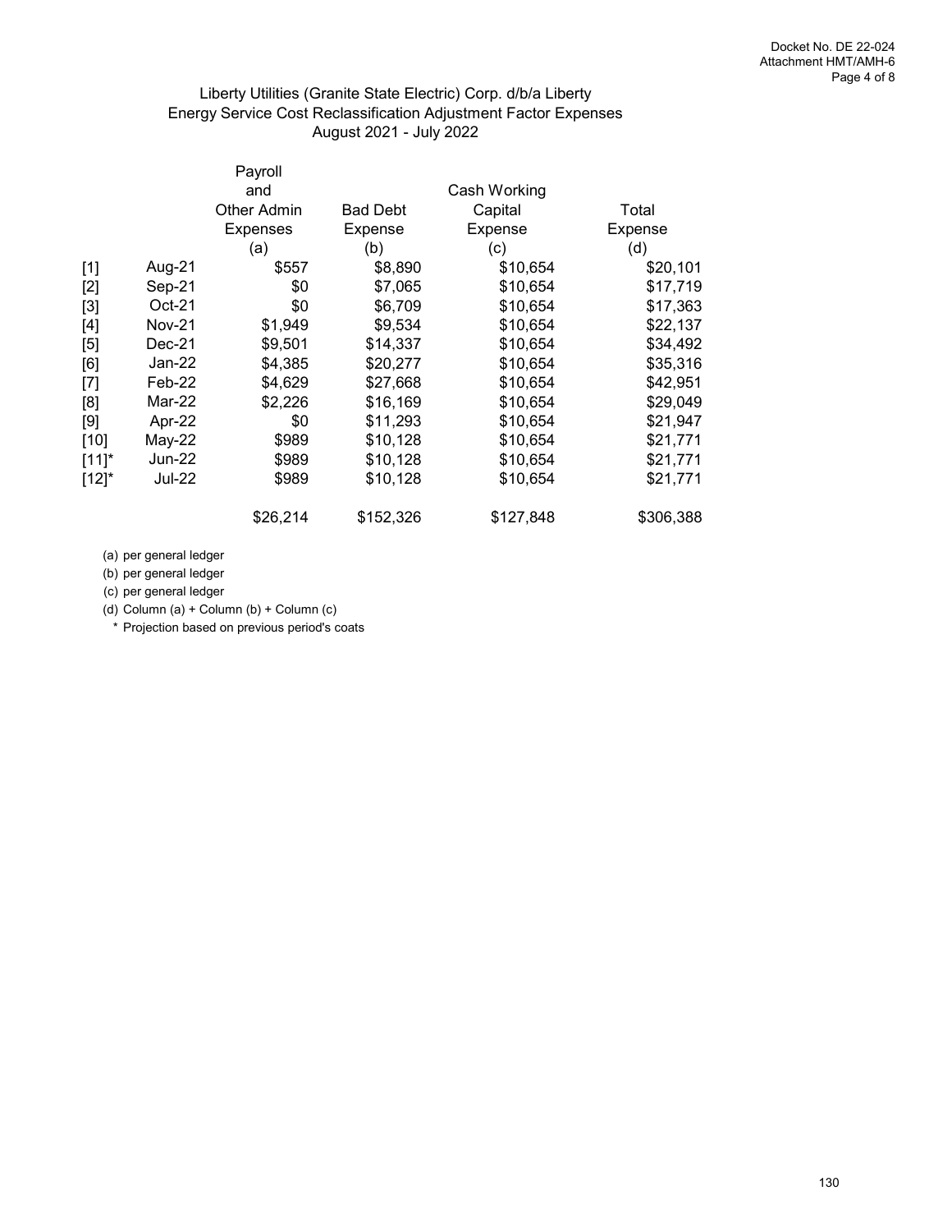Docket No. DE 22-024
Attachment HMT/AMH-6
Page 4 of 8

# Liberty Utilities (Granite State Electric) Corp. d/b/a Liberty
## Energy Service Cost Reclassification Adjustment Factor Expenses
### August 2021 - July 2022

| | | Payroll and Other Admin Expenses | Bad Debt Expense | Cash Working Capital Expense | Total Expense |
|---|---|---|---|---|---|
| | | (a) | (b) | (c) | (d) |
| [1] | Aug-21 | $557 | $8,890 | $10,654 | $20,101 |
| [2] | Sep-21 | $0 | $7,065 | $10,654 | $17,719 |
| [3] | Oct-21 | $0 | $6,709 | $10,654 | $17,363 |
| [4] | Nov-21 | $1,949 | $9,534 | $10,654 | $22,137 |
| [5] | Dec-21 | $9,501 | $14,337 | $10,654 | $34,492 |
| [6] | Jan-22 | $4,385 | $20,277 | $10,654 | $35,316 |
| [7] | Feb-22 | $4,629 | $27,668 | $10,654 | $42,951 |
| [8] | Mar-22 | $2,226 | $16,169 | $10,654 | $29,049 |
| [9] | Apr-22 | $0 | $11,293 | $10,654 | $21,947 |
| [10] | May-22 | $989 | $10,128 | $10,654 | $21,771 |
| [11]* | Jun-22 | $989 | $10,128 | $10,654 | $21,771 |
| [12]* | Jul-22 | $989 | $10,128 | $10,654 | $21,771 |
| | | $26,214 | $152,326 | $127,848 | $306,388 |

(a) per general ledger
(b) per general ledger
(c) per general ledger
(d) Column (a) + Column (b) + Column (c)
\* Projection based on previous period's coats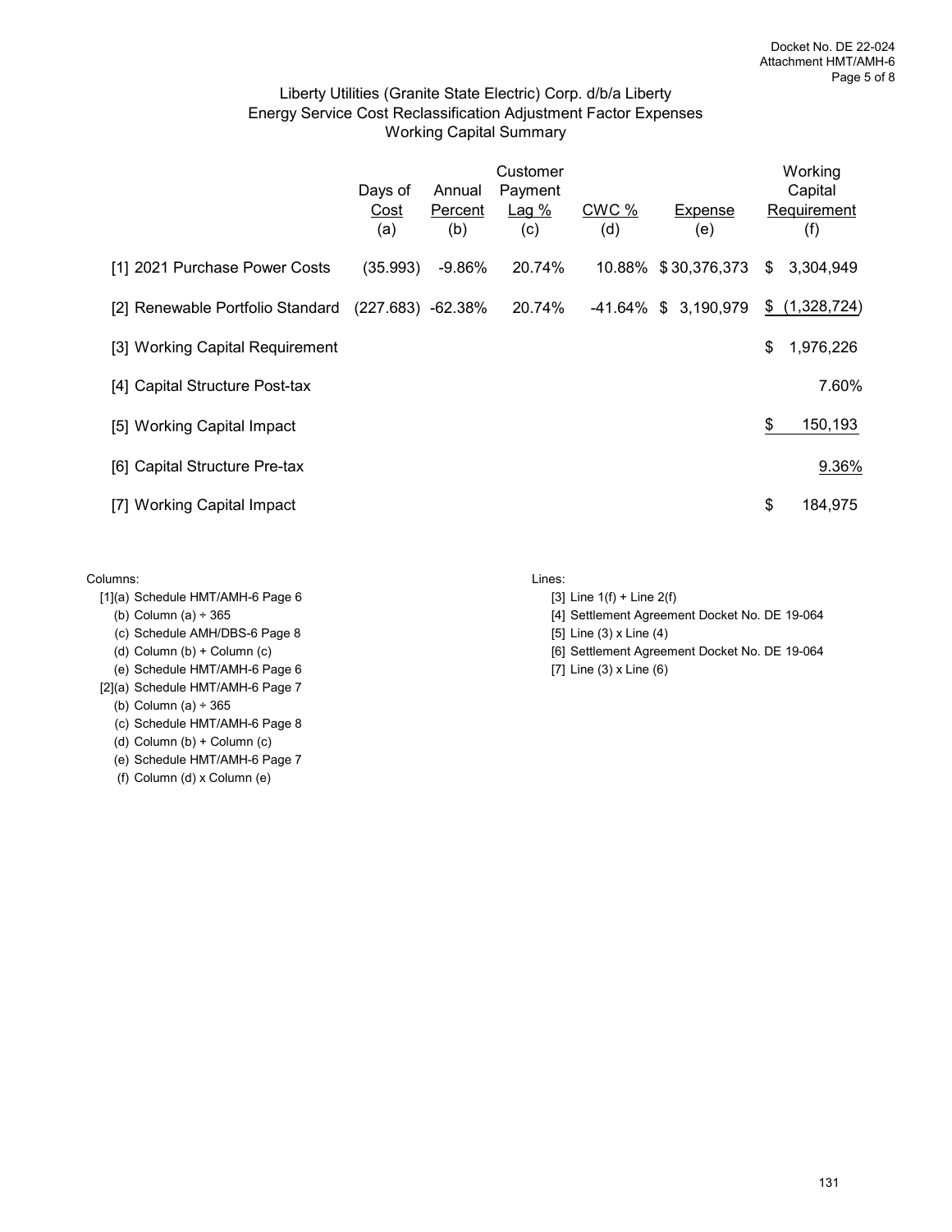Liberty Utilities (Granite State Electric) Corp. d/b/a Liberty
Energy Service Cost Reclassification Adjustment Factor Expenses
Working Capital Summary

| | Days of Cost (a) | Annual Percent (b) | Customer Payment Lag % (c) | CWC % (d) | Expense (e) | Working Capital Requirement (f) |
|---|---|---|---|---|---|---|
| [1] 2021 Purchase Power Costs | (35.993) | -9.86% | 20.74% | 10.88% | $ 30,376,373 | $ 3,304,949 |
| [2] Renewable Portfolio Standard | (227.683) | -62.38% | 20.74% | -41.64% | $ 3,190,979 | $ (1,328,724) |
| [3] Working Capital Requirement | | | | | | $ 1,976,226 |
| [4] Capital Structure Post-tax | | | | | | 7.60% |
| [5] Working Capital Impact | | | | | | $ 150,193 |
| [6] Capital Structure Pre-tax | | | | | | 9.36% |
| [7] Working Capital Impact | | | | | | $ 184,975 |

Columns:

[1](a) Schedule HMT/AMH-6 Page 6
(b) Column (a) ÷ 365
(c) Schedule AMH/DBS-6 Page 8
(d) Column (b) + Column (c)
(e) Schedule HMT/AMH-6 Page 6

[2](a) Schedule HMT/AMH-6 Page 7
(b) Column (a) ÷ 365
(c) Schedule HMT/AMH-6 Page 8
(d) Column (b) + Column (c)
(e) Schedule HMT/AMH-6 Page 7
(f) Column (d) x Column (e)

Lines:

[3] Line 1(f) + Line 2(f)
[4] Settlement Agreement Docket No. DE 19-064
[5] Line (3) x Line (4)
[6] Settlement Agreement Docket No. DE 19-064
[7] Line (3) x Line (6)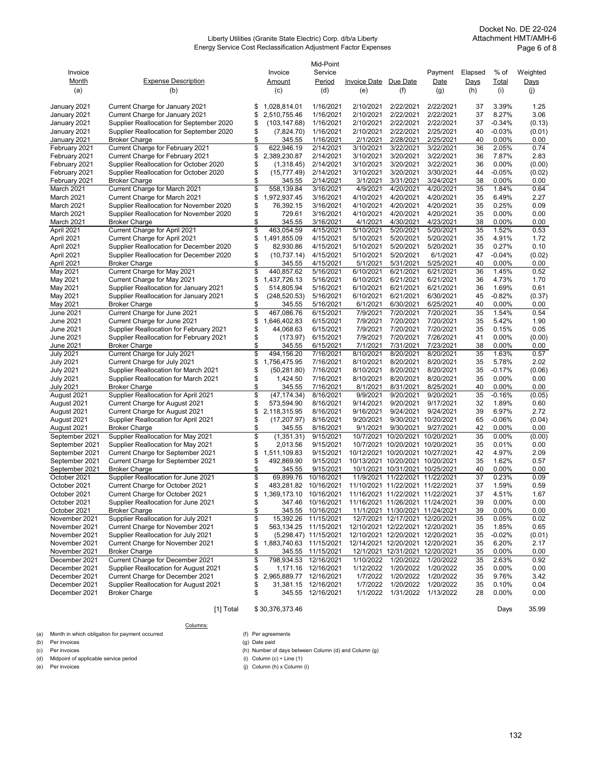Docket No. DE 22-024
Attachment HMT/AMH-6

Liberty Utilities (Granite State Electric) Corp. d/b/a Liberty
Energy Service Cost Reclassification Adjustment Factor Expenses

| Invoice Month | Expense Description | Invoice Amount | Mid-Point Service Period | Invoice Date | Due Date | Payment Date | Elapsed Days | % of Total | Weighted Days |
|---|---|---|---|---|---|---|---|---|---|
| (a) | (b) | (c) | (d) | (e) | (f) | (g) | (h) | (i) | (j) |
| January 2021 | Current Charge for January 2021 | $ 1,028,814.01 | 1/16/2021 | 2/10/2021 | 2/22/2021 | 2/22/2021 | 37 | 3.39% | 1.25 |
| January 2021 | Current Charge for January 2021 | $ 2,510,755.46 | 1/16/2021 | 2/10/2021 | 2/22/2021 | 2/22/2021 | 37 | 8.27% | 3.06 |
| January 2021 | Supplier Reallocation for September 2020 | $ (103,147.68) | 1/16/2021 | 2/10/2021 | 2/22/2021 | 2/22/2021 | 37 | -0.34% | (0.13) |
| January 2021 | Supplier Reallocation for September 2020 | $ (7,824.70) | 1/16/2021 | 2/10/2021 | 2/22/2021 | 2/25/2021 | 40 | -0.03% | (0.01) |
| January 2021 | Broker Charge | $ 345.55 | 1/16/2021 | 2/1/2021 | 2/28/2021 | 2/25/2021 | 40 | 0.00% | 0.00 |
| February 2021 | Current Charge for February 2021 | $ 622,946.19 | 2/14/2021 | 3/10/2021 | 3/22/2021 | 3/22/2021 | 36 | 2.05% | 0.74 |
| February 2021 | Current Charge for February 2021 | $ 2,389,230.87 | 2/14/2021 | 3/10/2021 | 3/20/2021 | 3/22/2021 | 36 | 7.87% | 2.83 |
| February 2021 | Supplier Reallocation for October 2020 | $ (1,318.45) | 2/14/2021 | 3/10/2021 | 3/20/2021 | 3/22/2021 | 36 | 0.00% | (0.00) |
| February 2021 | Supplier Reallocation for October 2020 | $ (15,777.49) | 2/14/2021 | 3/10/2021 | 3/20/2021 | 3/30/2021 | 44 | -0.05% | (0.02) |
| February 2021 | Broker Charge | $ 345.55 | 2/14/2021 | 3/1/2021 | 3/31/2021 | 3/24/2021 | 38 | 0.00% | 0.00 |
| March 2021 | Current Charge for March 2021 | $ 558,139.84 | 3/16/2021 | 4/9/2021 | 4/20/2021 | 4/20/2021 | 35 | 1.84% | 0.64 |
| March 2021 | Current Charge for March 2021 | $ 1,972,937.45 | 3/16/2021 | 4/10/2021 | 4/20/2021 | 4/20/2021 | 35 | 6.49% | 2.27 |
| March 2021 | Supplier Reallocation for November 2020 | $ 76,392.15 | 3/16/2021 | 4/10/2021 | 4/20/2021 | 4/20/2021 | 35 | 0.25% | 0.09 |
| March 2021 | Supplier Reallocation for November 2020 | $ 729.61 | 3/16/2021 | 4/10/2021 | 4/20/2021 | 4/20/2021 | 35 | 0.00% | 0.00 |
| March 2021 | Broker Charge | $ 345.55 | 3/16/2021 | 4/1/2021 | 4/30/2021 | 4/23/2021 | 38 | 0.00% | 0.00 |
| April 2021 | Current Charge for April 2021 | $ 463,054.59 | 4/15/2021 | 5/10/2021 | 5/20/2021 | 5/20/2021 | 35 | 1.52% | 0.53 |
| April 2021 | Current Charge for April 2021 | $ 1,491,855.09 | 4/15/2021 | 5/10/2021 | 5/20/2021 | 5/20/2021 | 35 | 4.91% | 1.72 |
| April 2021 | Supplier Reallocation for December 2020 | $ 82,930.86 | 4/15/2021 | 5/10/2021 | 5/20/2021 | 5/20/2021 | 35 | 0.27% | 0.10 |
| April 2021 | Supplier Reallocation for December 2020 | $ (10,737.14) | 4/15/2021 | 5/10/2021 | 5/20/2021 | 6/1/2021 | 47 | -0.04% | (0.02) |
| April 2021 | Broker Charge | $ 345.55 | 4/15/2021 | 5/1/2021 | 5/31/2021 | 5/25/2021 | 40 | 0.00% | 0.00 |
| May 2021 | Current Charge for May 2021 | $ 440,857.62 | 5/16/2021 | 6/10/2021 | 6/21/2021 | 6/21/2021 | 36 | 1.45% | 0.52 |
| May 2021 | Current Charge for May 2021 | $ 1,437,726.13 | 5/16/2021 | 6/10/2021 | 6/21/2021 | 6/21/2021 | 36 | 4.73% | 1.70 |
| May 2021 | Supplier Reallocation for January 2021 | $ 514,805.94 | 5/16/2021 | 6/10/2021 | 6/21/2021 | 6/21/2021 | 36 | 1.69% | 0.61 |
| May 2021 | Supplier Reallocation for January 2021 | $ (248,520.53) | 5/16/2021 | 6/10/2021 | 6/21/2021 | 6/30/2021 | 45 | -0.82% | (0.37) |
| May 2021 | Broker Charge | $ 345.55 | 5/16/2021 | 6/1/2021 | 6/30/2021 | 6/25/2021 | 40 | 0.00% | 0.00 |
| June 2021 | Current Charge for June 2021 | $ 467,086.76 | 6/15/2021 | 7/9/2021 | 7/20/2021 | 7/20/2021 | 35 | 1.54% | 0.54 |
| June 2021 | Current Charge for June 2021 | $ 1,646,402.83 | 6/15/2021 | 7/9/2021 | 7/20/2021 | 7/20/2021 | 35 | 5.42% | 1.90 |
| June 2021 | Supplier Reallocation for February 2021 | $ 44,068.63 | 6/15/2021 | 7/9/2021 | 7/20/2021 | 7/20/2021 | 35 | 0.15% | 0.05 |
| June 2021 | Supplier Reallocation for February 2021 | $ (173.97) | 6/15/2021 | 7/9/2021 | 7/20/2021 | 7/26/2021 | 41 | 0.00% | (0.00) |
| June 2021 | Broker Charge | $ 345.55 | 6/15/2021 | 7/1/2021 | 7/31/2021 | 7/23/2021 | 38 | 0.00% | 0.00 |
| July 2021 | Current Charge for July 2021 | $ 494,156.20 | 7/16/2021 | 8/10/2021 | 8/20/2021 | 8/20/2021 | 35 | 1.63% | 0.57 |
| July 2021 | Current Charge for July 2021 | $ 1,756,475.95 | 7/16/2021 | 8/10/2021 | 8/20/2021 | 8/20/2021 | 35 | 5.78% | 2.02 |
| July 2021 | Supplier Reallocation for March 2021 | $ (50,281.80) | 7/16/2021 | 8/10/2021 | 8/20/2021 | 8/20/2021 | 35 | -0.17% | (0.06) |
| July 2021 | Supplier Reallocation for March 2021 | $ 1,424.50 | 7/16/2021 | 8/10/2021 | 8/20/2021 | 8/20/2021 | 35 | 0.00% | 0.00 |
| July 2021 | Broker Charge | $ 345.55 | 7/16/2021 | 8/1/2021 | 8/31/2021 | 8/25/2021 | 40 | 0.00% | 0.00 |
| August 2021 | Supplier Reallocation for April 2021 | $ (47,174.34) | 8/16/2021 | 9/9/2021 | 9/20/2021 | 9/20/2021 | 35 | -0.16% | (0.05) |
| August 2021 | Current Charge for August 2021 | $ 573,594.90 | 8/16/2021 | 9/14/2021 | 9/20/2021 | 9/17/2021 | 32 | 1.89% | 0.60 |
| August 2021 | Current Charge for August 2021 | $ 2,118,315.95 | 8/16/2021 | 9/16/2021 | 9/24/2021 | 9/24/2021 | 39 | 6.97% | 2.72 |
| August 2021 | Supplier Reallocation for April 2021 | $ (17,207.97) | 8/16/2021 | 9/20/2021 | 9/30/2021 | 10/20/2021 | 65 | -0.06% | (0.04) |
| August 2021 | Broker Charge | $ 345.55 | 8/16/2021 | 9/1/2021 | 9/30/2021 | 9/27/2021 | 42 | 0.00% | 0.00 |
| September 2021 | Supplier Reallocation for May 2021 | $ (1,351.31) | 9/15/2021 | 10/7/2021 | 10/20/2021 | 10/20/2021 | 35 | 0.00% | (0.00) |
| September 2021 | Supplier Reallocation for May 2021 | $ 2,013.56 | 9/15/2021 | 10/7/2021 | 10/20/2021 | 10/20/2021 | 35 | 0.01% | 0.00 |
| September 2021 | Current Charge for September 2021 | $ 1,511,109.83 | 9/15/2021 | 10/12/2021 | 10/20/2021 | 10/27/2021 | 42 | 4.97% | 2.09 |
| September 2021 | Current Charge for September 2021 | $ 492,869.90 | 9/15/2021 | 10/13/2021 | 10/20/2021 | 10/20/2021 | 35 | 1.62% | 0.57 |
| September 2021 | Broker Charge | $ 345.55 | 9/15/2021 | 10/1/2021 | 10/31/2021 | 10/25/2021 | 40 | 0.00% | 0.00 |
| October 2021 | Supplier Reallocation for June 2021 | $ 69,899.76 | 10/16/2021 | 11/9/2021 | 11/22/2021 | 11/22/2021 | 37 | 0.23% | 0.09 |
| October 2021 | Current Charge for October 2021 | $ 483,281.82 | 10/16/2021 | 11/10/2021 | 11/22/2021 | 11/22/2021 | 37 | 1.59% | 0.59 |
| October 2021 | Current Charge for October 2021 | $ 1,369,173.10 | 10/16/2021 | 11/16/2021 | 11/22/2021 | 11/22/2021 | 37 | 4.51% | 1.67 |
| October 2021 | Supplier Reallocation for June 2021 | $ 347.46 | 10/16/2021 | 11/16/2021 | 11/26/2021 | 11/24/2021 | 39 | 0.00% | 0.00 |
| October 2021 | Broker Charge | $ 345.55 | 10/16/2021 | 11/1/2021 | 11/30/2021 | 11/24/2021 | 39 | 0.00% | 0.00 |
| November 2021 | Supplier Reallocation for July 2021 | $ 15,392.26 | 11/15/2021 | 12/7/2021 | 12/17/2021 | 12/20/2021 | 35 | 0.05% | 0.02 |
| November 2021 | Current Charge for November 2021 | $ 563,134.25 | 11/15/2021 | 12/10/2021 | 12/22/2021 | 12/20/2021 | 35 | 1.85% | 0.65 |
| November 2021 | Supplier Reallocation for July 2021 | $ (5,298.47) | 11/15/2021 | 12/10/2021 | 12/20/2021 | 12/20/2021 | 35 | -0.02% | (0.01) |
| November 2021 | Current Charge for November 2021 | $ 1,883,740.63 | 11/15/2021 | 12/14/2021 | 12/20/2021 | 12/20/2021 | 35 | 6.20% | 2.17 |
| November 2021 | Broker Charge | $ 345.55 | 11/15/2021 | 12/1/2021 | 12/31/2021 | 12/20/2021 | 35 | 0.00% | 0.00 |
| December 2021 | Current Charge for December 2021 | $ 798,934.53 | 12/16/2021 | 1/10/2022 | 1/20/2022 | 1/20/2022 | 35 | 2.63% | 0.92 |
| December 2021 | Supplier Reallocation for August 2021 | $ 1,171.16 | 12/16/2021 | 1/12/2022 | 1/20/2022 | 1/20/2022 | 35 | 0.00% | 0.00 |
| December 2021 | Current Charge for December 2021 | $ 2,965,889.77 | 12/16/2021 | 1/7/2022 | 1/20/2022 | 1/20/2022 | 35 | 9.76% | 3.42 |
| December 2021 | Supplier Reallocation for August 2021 | $ 31,381.15 | 12/16/2021 | 1/7/2022 | 1/20/2022 | 1/20/2022 | 35 | 0.10% | 0.04 |
| December 2021 | Broker Charge | $ 345.55 | 12/16/2021 | 1/1/2022 | 1/31/2022 | 1/13/2022 | 28 | 0.00% | 0.00 |
| | [1] Total | $ 30,376,373.46 | | | | | | Days | 35.99 |

Columns:

(a) Month in which obligation for payment occurred
(b) Per invoices
(c) Per invoices
(d) Midpoint of applicable service period
(e) Per invoices
(f) Per agreements
(g) Date paid
(h) Number of days between Column (d) and Column (g)
(i) Column (c) ÷ Line (1)
(j) Column (h) x Column (i)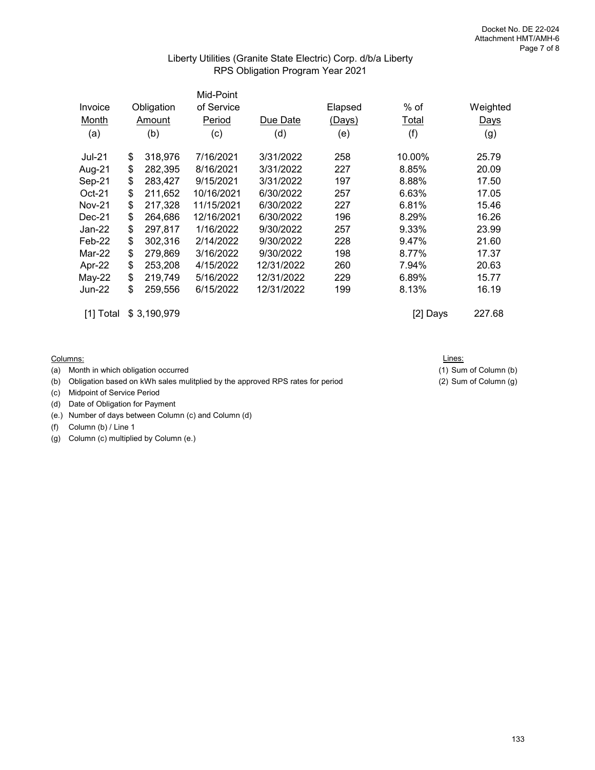Docket No. DE 22-024
Attachment HMT/AMH-6

## Liberty Utilities (Granite State Electric) Corp. d/b/a Liberty
## RPS Obligation Program Year 2021

| Invoice Month (a) | Obligation Amount (b) | Mid-Point of Service Period (c) | Due Date (d) | Elapsed (Days) (e) | % of Total (f) | Weighted Days (g) |
|---|---|---|---|---|---|---|
| Jul-21 | $ 318,976 | 7/16/2021 | 3/31/2022 | 258 | 10.00% | 25.79 |
| Aug-21 | $ 282,395 | 8/16/2021 | 3/31/2022 | 227 | 8.85% | 20.09 |
| Sep-21 | $ 283,427 | 9/15/2021 | 3/31/2022 | 197 | 8.88% | 17.50 |
| Oct-21 | $ 211,652 | 10/16/2021 | 6/30/2022 | 257 | 6.63% | 17.05 |
| Nov-21 | $ 217,328 | 11/15/2021 | 6/30/2022 | 227 | 6.81% | 15.46 |
| Dec-21 | $ 264,686 | 12/16/2021 | 6/30/2022 | 196 | 8.29% | 16.26 |
| Jan-22 | $ 297,817 | 1/16/2022 | 9/30/2022 | 257 | 9.33% | 23.99 |
| Feb-22 | $ 302,316 | 2/14/2022 | 9/30/2022 | 228 | 9.47% | 21.60 |
| Mar-22 | $ 279,869 | 3/16/2022 | 9/30/2022 | 198 | 8.77% | 17.37 |
| Apr-22 | $ 253,208 | 4/15/2022 | 12/31/2022 | 260 | 7.94% | 20.63 |
| May-22 | $ 219,749 | 5/16/2022 | 12/31/2022 | 229 | 6.89% | 15.77 |
| Jun-22 | $ 259,556 | 6/15/2022 | 12/31/2022 | 199 | 8.13% | 16.19 |
| [1] Total | $ 3,190,979 | | | | [2] Days | 227.68 |

Columns:

(a) Month in which obligation occurred
(b) Obligation based on kWh sales mulitplied by the approved RPS rates for period
(c) Midpoint of Service Period
(d) Date of Obligation for Payment
(e.) Number of days between Column (c) and Column (d)
(f) Column (b) / Line 1
(g) Column (c) multiplied by Column (e.)

Lines:

(1) Sum of Column (b)
(2) Sum of Column (g)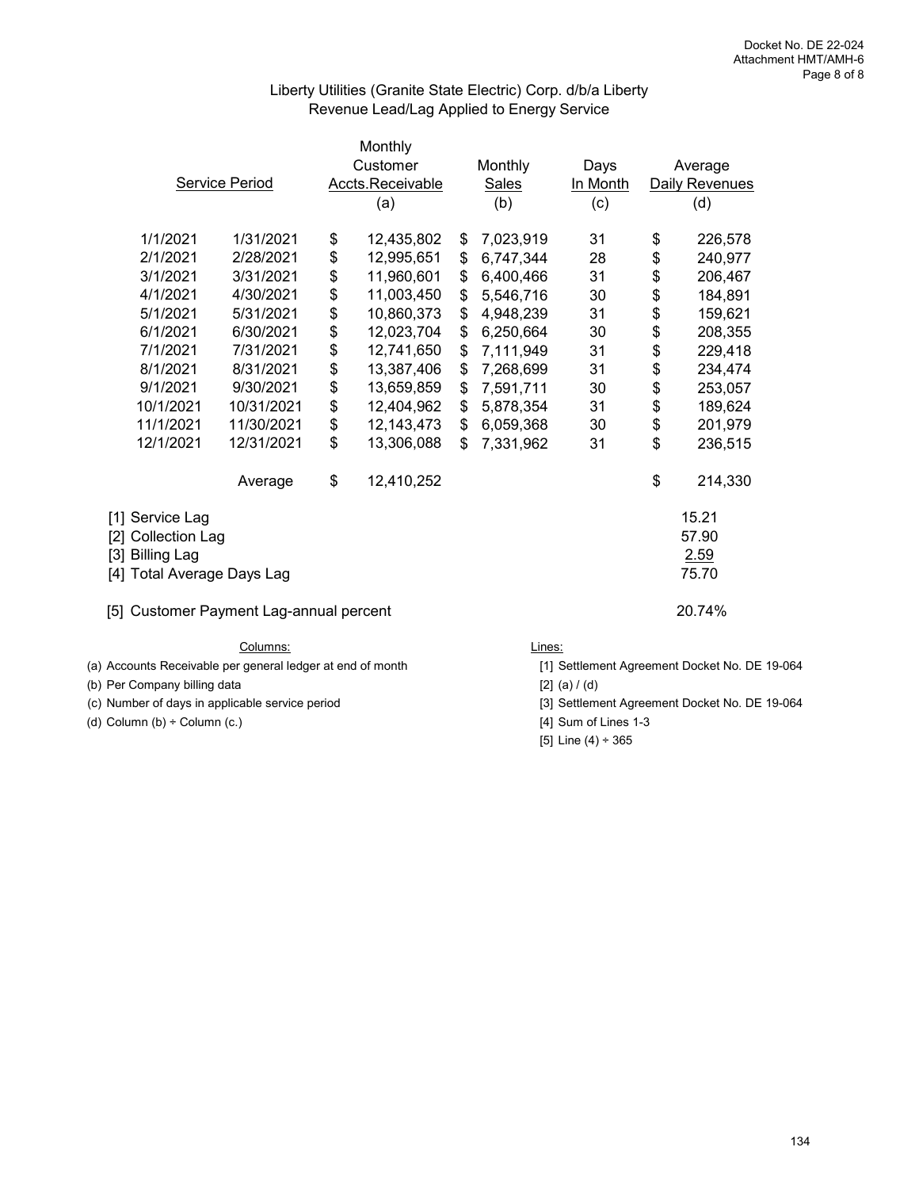Docket No. DE 22-024
Attachment HMT/AMH-6

## Liberty Utilities (Granite State Electric) Corp. d/b/a Liberty
## Revenue Lead/Lag Applied to Energy Service

| Service Period | | Monthly Customer Accts.Receivable (a) | Monthly Sales (b) | Days In Month (c) | Average Daily Revenues (d) |
|---|---|---|---|---|---|
| 1/1/2021 | 1/31/2021 | $ 12,435,802 | $ 7,023,919 | 31 | $ 226,578 |
| 2/1/2021 | 2/28/2021 | $ 12,995,651 | $ 6,747,344 | 28 | $ 240,977 |
| 3/1/2021 | 3/31/2021 | $ 11,960,601 | $ 6,400,466 | 31 | $ 206,467 |
| 4/1/2021 | 4/30/2021 | $ 11,003,450 | $ 5,546,716 | 30 | $ 184,891 |
| 5/1/2021 | 5/31/2021 | $ 10,860,373 | $ 4,948,239 | 31 | $ 159,621 |
| 6/1/2021 | 6/30/2021 | $ 12,023,704 | $ 6,250,664 | 30 | $ 208,355 |
| 7/1/2021 | 7/31/2021 | $ 12,741,650 | $ 7,111,949 | 31 | $ 229,418 |
| 8/1/2021 | 8/31/2021 | $ 13,387,406 | $ 7,268,699 | 31 | $ 234,474 |
| 9/1/2021 | 9/30/2021 | $ 13,659,859 | $ 7,591,711 | 30 | $ 253,057 |
| 10/1/2021 | 10/31/2021 | $ 12,404,962 | $ 5,878,354 | 31 | $ 189,624 |
| 11/1/2021 | 11/30/2021 | $ 12,143,473 | $ 6,059,368 | 30 | $ 201,979 |
| 12/1/2021 | 12/31/2021 | $ 13,306,088 | $ 7,331,962 | 31 | $ 236,515 |
| | Average | $ 12,410,252 | | | $ 214,330 |

| | |
|---|---|
| [1] Service Lag | 15.21 |
| [2] Collection Lag | 57.90 |
| [3] Billing Lag | 2.59 |
| [4] Total Average Days Lag | 75.70 |
| [5] Customer Payment Lag-annual percent | 20.74% |

Columns:

(a) Accounts Receivable per general ledger at end of month
(b) Per Company billing data
(c) Number of days in applicable service period
(d) Column (b) ÷ Column (c.)

Lines:

[1] Settlement Agreement Docket No. DE 19-064
[2] (a) / (d)
[3] Settlement Agreement Docket No. DE 19-064
[4] Sum of Lines 1-3
[5] Line (4) ÷ 365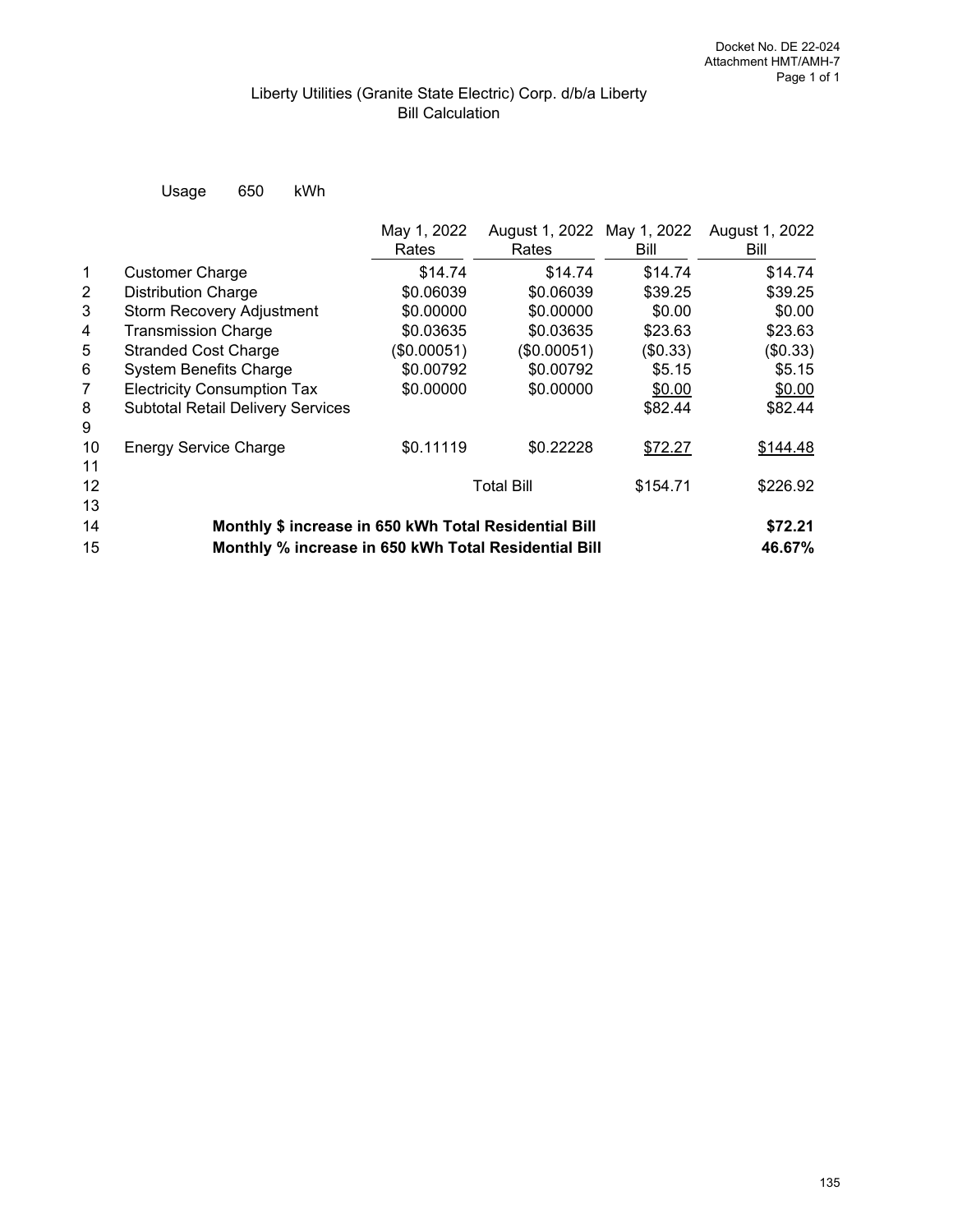Docket No. DE 22-024
Attachment HMT/AMH-7
Page 1 of 1

## Liberty Utilities (Granite State Electric) Corp. d/b/a Liberty
## Bill Calculation

Usage 650 kWh

| | | May 1, 2022 Rates | August 1, 2022 Rates | May 1, 2022 Bill | August 1, 2022 Bill |
|---|---|---|---|---|---|
| 1 | Customer Charge | $14.74 | $14.74 | $14.74 | $14.74 |
| 2 | Distribution Charge | $0.06039 | $0.06039 | $39.25 | $39.25 |
| 3 | Storm Recovery Adjustment | $0.00000 | $0.00000 | $0.00 | $0.00 |
| 4 | Transmission Charge | $0.03635 | $0.03635 | $23.63 | $23.63 |
| 5 | Stranded Cost Charge | ($0.00051) | ($0.00051) | ($0.33) | ($0.33) |
| 6 | System Benefits Charge | $0.00792 | $0.00792 | $5.15 | $5.15 |
| 7 | Electricity Consumption Tax | $0.00000 | $0.00000 | $0.00 | $0.00 |
| 8 | Subtotal Retail Delivery Services | | | $82.44 | $82.44 |
| 9 | | | | | |
| 10 | Energy Service Charge | $0.11119 | $0.22228 | $72.27 | $144.48 |
| 11 | | | | | |
| 12 | | | Total Bill | $154.71 | $226.92 |
| 13 | | | | | |
| 14 | **Monthly $ increase in 650 kWh Total Residential Bill** | | | | **$72.21** |
| 15 | **Monthly % increase in 650 kWh Total Residential Bill** | | | | **46.67%** |